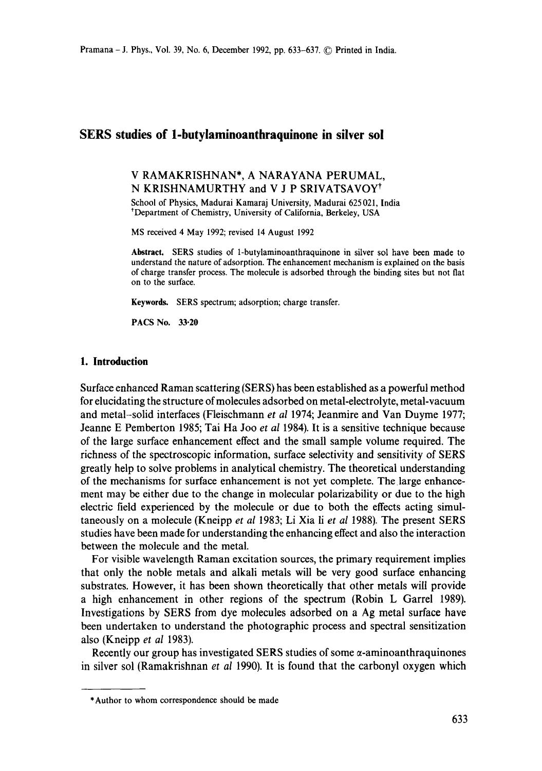# SERS studies of 1-butylaminoanthraquinone in silver sol

V RAMAKRISHNAN*, A NARAYANA PERUMAL, N KRISHNAMURTHY and V J P SRIVATSAVOY[†]

School of Physics, Madurai Kamaraj University, Madurai 625 021, India
[†]Department of Chemistry, University of California, Berkeley, USA

MS received 4 May 1992; revised 14 August 1992

**Abstract.** SERS studies of 1-butylaminoanthraquinone in silver sol have been made to understand the nature of adsorption. The enhancement mechanism is explained on the basis of charge transfer process. The molecule is adsorbed through the binding sites but not flat on to the surface.

**Keywords.** SERS spectrum; adsorption; charge transfer.

**PACS No.** 33·20

## 1. Introduction

Surface enhanced Raman scattering (SERS) has been established as a powerful method for elucidating the structure of molecules adsorbed on metal-electrolyte, metal-vacuum and metal–solid interfaces (Fleischmann *et al* 1974; Jeanmire and Van Duyme 1977; Jeanne E Pemberton 1985; Tai Ha Joo *et al* 1984). It is a sensitive technique because of the large surface enhancement effect and the small sample volume required. The richness of the spectroscopic information, surface selectivity and sensitivity of SERS greatly help to solve problems in analytical chemistry. The theoretical understanding of the mechanisms for surface enhancement is not yet complete. The large enhancement may be either due to the change in molecular polarizability or due to the high electric field experienced by the molecule or due to both the effects acting simultaneously on a molecule (Kneipp *et al* 1983; Li Xia li *et al* 1988). The present SERS studies have been made for understanding the enhancing effect and also the interaction between the molecule and the metal.

For visible wavelength Raman excitation sources, the primary requirement implies that only the noble metals and alkali metals will be very good surface enhancing substrates. However, it has been shown theoretically that other metals will provide a high enhancement in other regions of the spectrum (Robin L Garrel 1989). Investigations by SERS from dye molecules adsorbed on a Ag metal surface have been undertaken to understand the photographic process and spectral sensitization also (Kneipp *et al* 1983).

Recently our group has investigated SERS studies of some α-aminoanthraquinones in silver sol (Ramakrishnan *et al* 1990). It is found that the carbonyl oxygen which

*Author to whom correspondence should be made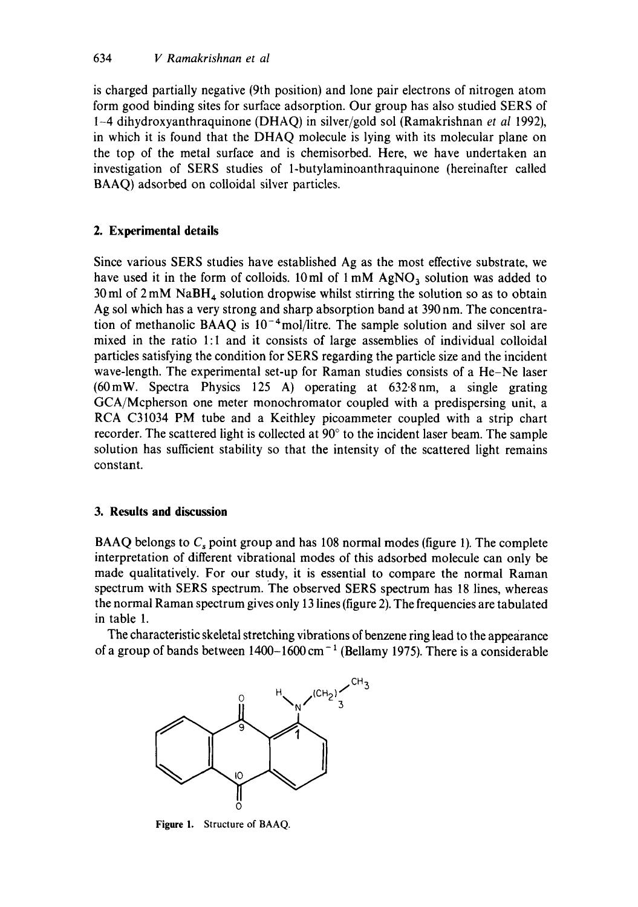is charged partially negative (9th position) and lone pair electrons of nitrogen atom form good binding sites for surface adsorption. Our group has also studied SERS of 1–4 dihydroxyanthraquinone (DHAQ) in silver/gold sol (Ramakrishnan *et al* 1992), in which it is found that the DHAQ molecule is lying with its molecular plane on the top of the metal surface and is chemisorbed. Here, we have undertaken an investigation of SERS studies of 1-butylaminoanthraquinone (hereinafter called BAAQ) adsorbed on colloidal silver particles.

## 2. Experimental details

Since various SERS studies have established Ag as the most effective substrate, we have used it in the form of colloids. 10 ml of 1 mM $AgNO_3$ solution was added to 30 ml of 2 mM $NaBH_4$ solution dropwise whilst stirring the solution so as to obtain Ag sol which has a very strong and sharp absorption band at 390 nm. The concentration of methanolic BAAQ is $10^{-4}$ mol/litre. The sample solution and silver sol are mixed in the ratio 1:1 and it consists of large assemblies of individual colloidal particles satisfying the condition for SERS regarding the particle size and the incident wave-length. The experimental set-up for Raman studies consists of a He–Ne laser (60 mW. Spectra Physics 125 A) operating at 632·8 nm, a single grating GCA/Mcpherson one meter monochromator coupled with a predispersing unit, a RCA C31034 PM tube and a Keithley picoammeter coupled with a strip chart recorder. The scattered light is collected at 90° to the incident laser beam. The sample solution has sufficient stability so that the intensity of the scattered light remains constant.

## 3. Results and discussion

BAAQ belongs to $C_s$ point group and has 108 normal modes (figure 1). The complete interpretation of different vibrational modes of this adsorbed molecule can only be made qualitatively. For our study, it is essential to compare the normal Raman spectrum with SERS spectrum. The observed SERS spectrum has 18 lines, whereas the normal Raman spectrum gives only 13 lines (figure 2). The frequencies are tabulated in table 1.

The characteristic skeletal stretching vibrations of benzene ring lead to the appearance of a group of bands between 1400–1600 $cm^{-1}$ (Bellamy 1975). There is a considerable

**Figure 1.** Structure of BAAQ.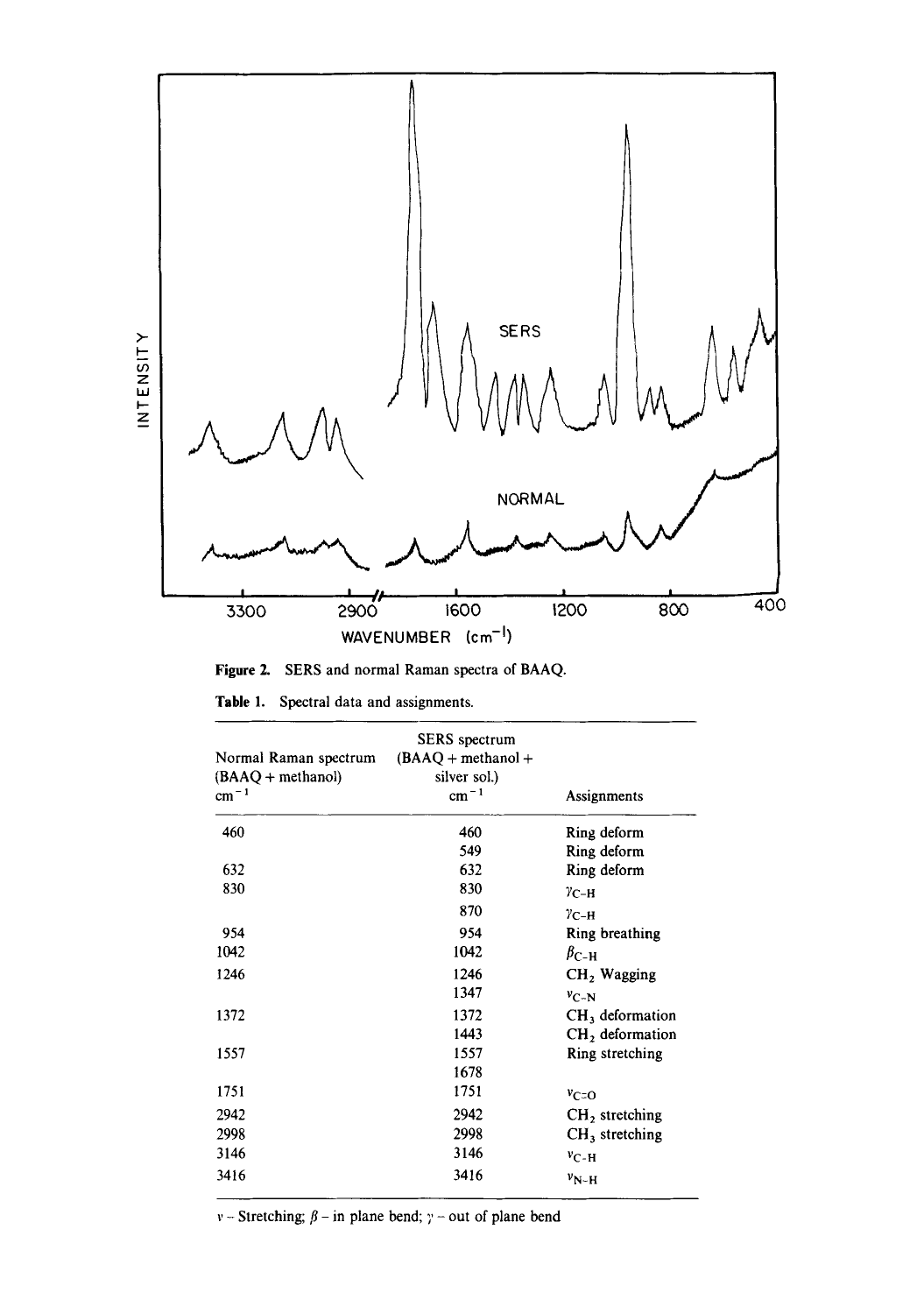Figure 2. SERS and normal Raman spectra of BAAQ.

Table 1. Spectral data and assignments.

| Normal Raman spectrum (BAAQ + methanol) $cm^{-1}$ | SERS spectrum (BAAQ + methanol + silver sol.) $cm^{-1}$ | Assignments |
|---|---|---|
| 460 | 460 | Ring deform |
| | 549 | Ring deform |
| 632 | 632 | Ring deform |
| 830 | 830 | $\gamma_{C-H}$ |
| | 870 | $\gamma_{C-H}$ |
| 954 | 954 | Ring breathing |
| 1042 | 1042 | $\beta_{C-H}$ |
| 1246 | 1246 | $CH_2$ Wagging |
| | 1347 | $\nu_{C-N}$ |
| 1372 | 1372 | $CH_3$ deformation |
| | 1443 | $CH_2$ deformation |
| 1557 | 1557 | Ring stretching |
| | 1678 | |
| 1751 | 1751 | $\nu_{C=O}$ |
| 2942 | 2942 | $CH_2$ stretching |
| 2998 | 2998 | $CH_3$ stretching |
| 3146 | 3146 | $\nu_{C-H}$ |
| 3416 | 3416 | $\nu_{N-H}$ |

$\nu$ – Stretching; $\beta$ – in plane bend; $\gamma$ – out of plane bend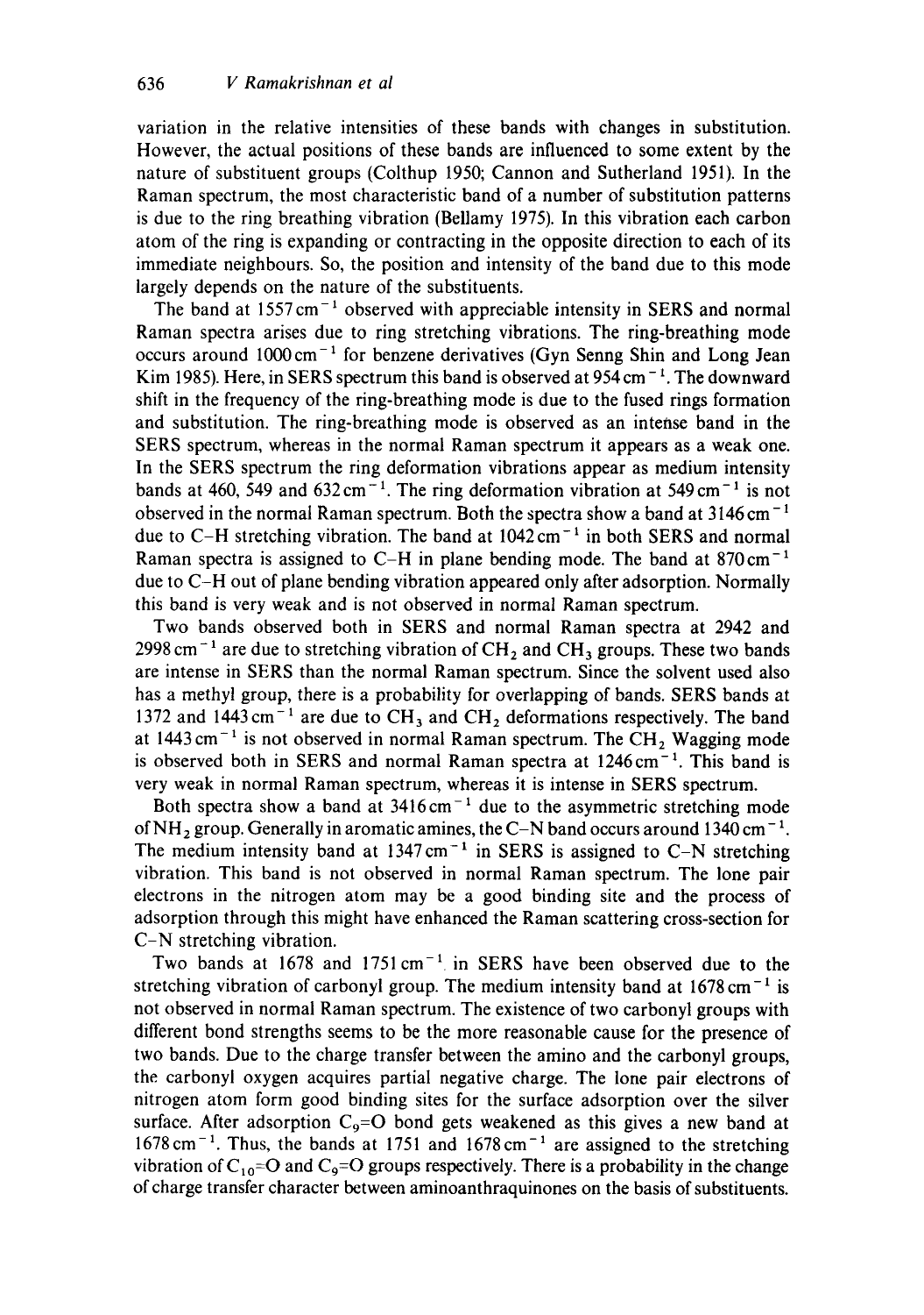variation in the relative intensities of these bands with changes in substitution. However, the actual positions of these bands are influenced to some extent by the nature of substituent groups (Colthup 1950; Cannon and Sutherland 1951). In the Raman spectrum, the most characteristic band of a number of substitution patterns is due to the ring breathing vibration (Bellamy 1975). In this vibration each carbon atom of the ring is expanding or contracting in the opposite direction to each of its immediate neighbours. So, the position and intensity of the band due to this mode largely depends on the nature of the substituents.

The band at $1557\,cm^{-1}$ observed with appreciable intensity in SERS and normal Raman spectra arises due to ring stretching vibrations. The ring-breathing mode occurs around $1000\,cm^{-1}$ for benzene derivatives (Gyn Senng Shin and Long Jean Kim 1985). Here, in SERS spectrum this band is observed at $954\,cm^{-1}$. The downward shift in the frequency of the ring-breathing mode is due to the fused rings formation and substitution. The ring-breathing mode is observed as an intense band in the SERS spectrum, whereas in the normal Raman spectrum it appears as a weak one. In the SERS spectrum the ring deformation vibrations appear as medium intensity bands at 460, 549 and $632\,cm^{-1}$. The ring deformation vibration at $549\,cm^{-1}$ is not observed in the normal Raman spectrum. Both the spectra show a band at $3146\,cm^{-1}$ due to C–H stretching vibration. The band at $1042\,cm^{-1}$ in both SERS and normal Raman spectra is assigned to C–H in plane bending mode. The band at $870\,cm^{-1}$ due to C–H out of plane bending vibration appeared only after adsorption. Normally this band is very weak and is not observed in normal Raman spectrum.

Two bands observed both in SERS and normal Raman spectra at 2942 and $2998\,cm^{-1}$ are due to stretching vibration of $CH_2$ and $CH_3$ groups. These two bands are intense in SERS than the normal Raman spectrum. Since the solvent used also has a methyl group, there is a probability for overlapping of bands. SERS bands at 1372 and $1443\,cm^{-1}$ are due to $CH_3$ and $CH_2$ deformations respectively. The band at $1443\,cm^{-1}$ is not observed in normal Raman spectrum. The $CH_2$ Wagging mode is observed both in SERS and normal Raman spectra at $1246\,cm^{-1}$. This band is very weak in normal Raman spectrum, whereas it is intense in SERS spectrum.

Both spectra show a band at $3416\,cm^{-1}$ due to the asymmetric stretching mode of $NH_2$ group. Generally in aromatic amines, the C–N band occurs around $1340\,cm^{-1}$. The medium intensity band at $1347\,cm^{-1}$ in SERS is assigned to C–N stretching vibration. This band is not observed in normal Raman spectrum. The lone pair electrons in the nitrogen atom may be a good binding site and the process of adsorption through this might have enhanced the Raman scattering cross-section for C–N stretching vibration.

Two bands at 1678 and $1751\,cm^{-1}$ in SERS have been observed due to the stretching vibration of carbonyl group. The medium intensity band at $1678\,cm^{-1}$ is not observed in normal Raman spectrum. The existence of two carbonyl groups with different bond strengths seems to be the more reasonable cause for the presence of two bands. Due to the charge transfer between the amino and the carbonyl groups, the carbonyl oxygen acquires partial negative charge. The lone pair electrons of nitrogen atom form good binding sites for the surface adsorption over the silver surface. After adsorption $C_9$=O bond gets weakened as this gives a new band at $1678\,cm^{-1}$. Thus, the bands at 1751 and $1678\,cm^{-1}$ are assigned to the stretching vibration of $C_{10}$=O and $C_9$=O groups respectively. There is a probability in the change of charge transfer character between aminoanthraquinones on the basis of substituents.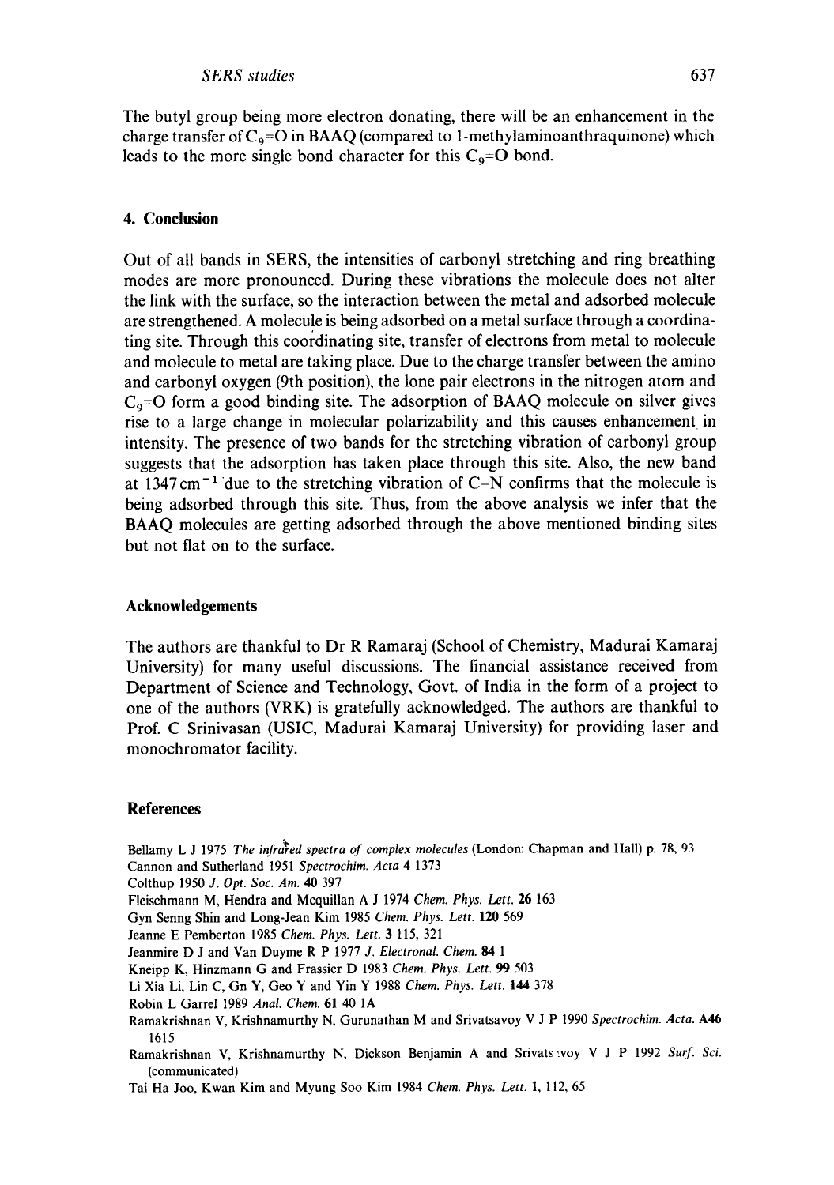The butyl group being more electron donating, there will be an enhancement in the charge transfer of $C_9$=O in BAAQ (compared to 1-methylaminoanthraquinone) which leads to the more single bond character for this $C_9$=O bond.

## 4. Conclusion

Out of all bands in SERS, the intensities of carbonyl stretching and ring breathing modes are more pronounced. During these vibrations the molecule does not alter the link with the surface, so the interaction between the metal and adsorbed molecule are strengthened. A molecule is being adsorbed on a metal surface through a coordinating site. Through this coordinating site, transfer of electrons from metal to molecule and molecule to metal are taking place. Due to the charge transfer between the amino and carbonyl oxygen (9th position), the lone pair electrons in the nitrogen atom and $C_9$=O form a good binding site. The adsorption of BAAQ molecule on silver gives rise to a large change in molecular polarizability and this causes enhancement in intensity. The presence of two bands for the stretching vibration of carbonyl group suggests that the adsorption has taken place through this site. Also, the new band at 1347 $cm^{-1}$ due to the stretching vibration of C–N confirms that the molecule is being adsorbed through this site. Thus, from the above analysis we infer that the BAAQ molecules are getting adsorbed through the above mentioned binding sites but not flat on to the surface.

## Acknowledgements

The authors are thankful to Dr R Ramaraj (School of Chemistry, Madurai Kamaraj University) for many useful discussions. The financial assistance received from Department of Science and Technology, Govt. of India in the form of a project to one of the authors (VRK) is gratefully acknowledged. The authors are thankful to Prof. C Srinivasan (USIC, Madurai Kamaraj University) for providing laser and monochromator facility.

## References

Bellamy L J 1975 *The infrared spectra of complex molecules* (London: Chapman and Hall) p. 78, 93

Cannon and Sutherland 1951 *Spectrochim. Acta* **4** 1373

Colthup 1950 *J. Opt. Soc. Am.* **40** 397

Fleischmann M, Hendra and Mcquillan A J 1974 *Chem. Phys. Lett.* **26** 163

Gyn Senng Shin and Long-Jean Kim 1985 *Chem. Phys. Lett.* **120** 569

Jeanne E Pemberton 1985 *Chem. Phys. Lett.* **3** 115, 321

Jeanmire D J and Van Duyme R P 1977 *J. Electronal. Chem.* **84** 1

Kneipp K, Hinzmann G and Frassier D 1983 *Chem. Phys. Lett.* **99** 503

Li Xia Li, Lin C, Gn Y, Geo Y and Yin Y 1988 *Chem. Phys. Lett.* **144** 378

Robin L Garrel 1989 *Anal. Chem.* **61** 40 1A

Ramakrishnan V, Krishnamurthy N, Gurunathan M and Srivatsavoy V J P 1990 *Spectrochim. Acta.* **A46** 1615

Ramakrishnan V, Krishnamurthy N, Dickson Benjamin A and Srivatsavoy V J P 1992 *Surf. Sci.* (communicated)

Tai Ha Joo, Kwan Kim and Myung Soo Kim 1984 *Chem. Phys. Lett.* **1**, 112, 65